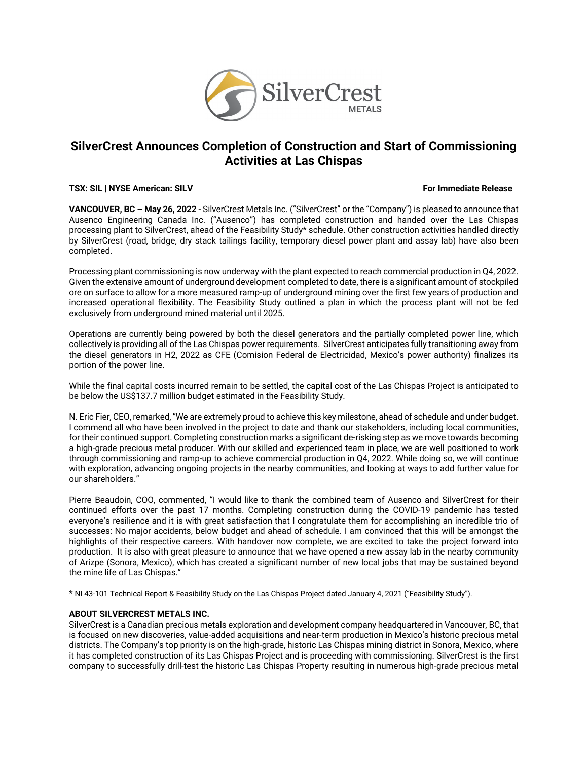# SilverCrest Announces Completion of Construction and Start of Commissioning Activities at Las Chispas

**TSX: SIL | NYSE American: SILV** **For Immediate Release**

**VANCOUVER, BC – May 26, 2022** - SilverCrest Metals Inc. ("SilverCrest" or the "Company") is pleased to announce that Ausenco Engineering Canada Inc. ("Ausenco") has completed construction and handed over the Las Chispas processing plant to SilverCrest, ahead of the Feasibility Study* schedule. Other construction activities handled directly by SilverCrest (road, bridge, dry stack tailings facility, temporary diesel power plant and assay lab) have also been completed.

Processing plant commissioning is now underway with the plant expected to reach commercial production in Q4, 2022. Given the extensive amount of underground development completed to date, there is a significant amount of stockpiled ore on surface to allow for a more measured ramp-up of underground mining over the first few years of production and increased operational flexibility. The Feasibility Study outlined a plan in which the process plant will not be fed exclusively from underground mined material until 2025.

Operations are currently being powered by both the diesel generators and the partially completed power line, which collectively is providing all of the Las Chispas power requirements. SilverCrest anticipates fully transitioning away from the diesel generators in H2, 2022 as CFE (Comision Federal de Electricidad, Mexico's power authority) finalizes its portion of the power line.

While the final capital costs incurred remain to be settled, the capital cost of the Las Chispas Project is anticipated to be below the US$137.7 million budget estimated in the Feasibility Study.

N. Eric Fier, CEO, remarked, "We are extremely proud to achieve this key milestone, ahead of schedule and under budget. I commend all who have been involved in the project to date and thank our stakeholders, including local communities, for their continued support. Completing construction marks a significant de-risking step as we move towards becoming a high-grade precious metal producer. With our skilled and experienced team in place, we are well positioned to work through commissioning and ramp-up to achieve commercial production in Q4, 2022. While doing so, we will continue with exploration, advancing ongoing projects in the nearby communities, and looking at ways to add further value for our shareholders."

Pierre Beaudoin, COO, commented, "I would like to thank the combined team of Ausenco and SilverCrest for their continued efforts over the past 17 months. Completing construction during the COVID-19 pandemic has tested everyone's resilience and it is with great satisfaction that I congratulate them for accomplishing an incredible trio of successes: No major accidents, below budget and ahead of schedule. I am convinced that this will be amongst the highlights of their respective careers. With handover now complete, we are excited to take the project forward into production. It is also with great pleasure to announce that we have opened a new assay lab in the nearby community of Arizpe (Sonora, Mexico), which has created a significant number of new local jobs that may be sustained beyond the mine life of Las Chispas."

* NI 43-101 Technical Report & Feasibility Study on the Las Chispas Project dated January 4, 2021 ("Feasibility Study").

**ABOUT SILVERCREST METALS INC.**

SilverCrest is a Canadian precious metals exploration and development company headquartered in Vancouver, BC, that is focused on new discoveries, value-added acquisitions and near-term production in Mexico's historic precious metal districts. The Company's top priority is on the high-grade, historic Las Chispas mining district in Sonora, Mexico, where it has completed construction of its Las Chispas Project and is proceeding with commissioning. SilverCrest is the first company to successfully drill-test the historic Las Chispas Property resulting in numerous high-grade precious metal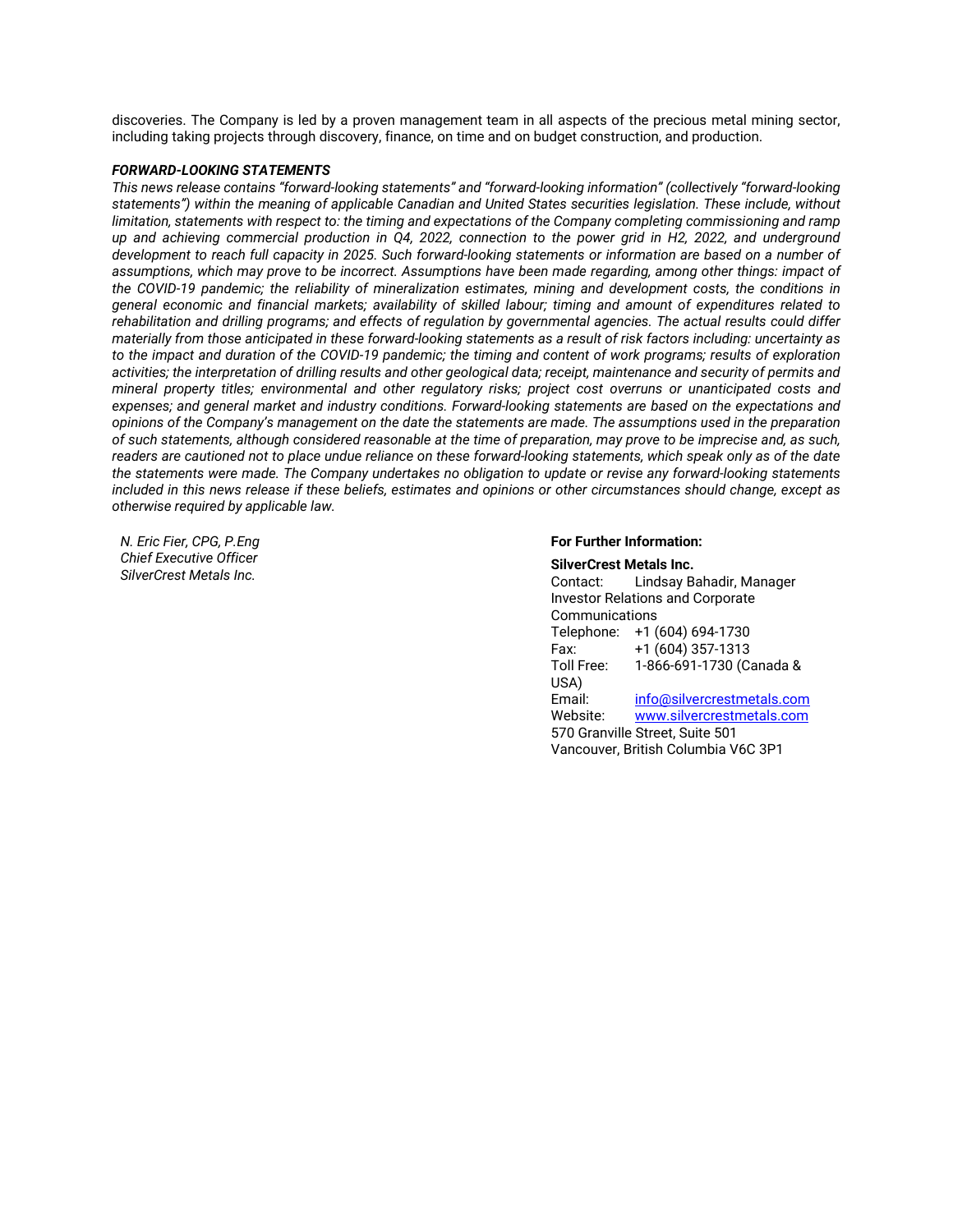discoveries. The Company is led by a proven management team in all aspects of the precious metal mining sector, including taking projects through discovery, finance, on time and on budget construction, and production.

***FORWARD-LOOKING STATEMENTS***

*This news release contains "forward-looking statements" and "forward-looking information" (collectively "forward-looking statements") within the meaning of applicable Canadian and United States securities legislation. These include, without limitation, statements with respect to: the timing and expectations of the Company completing commissioning and ramp up and achieving commercial production in Q4, 2022, connection to the power grid in H2, 2022, and underground development to reach full capacity in 2025. Such forward-looking statements or information are based on a number of assumptions, which may prove to be incorrect. Assumptions have been made regarding, among other things: impact of the COVID-19 pandemic; the reliability of mineralization estimates, mining and development costs, the conditions in general economic and financial markets; availability of skilled labour; timing and amount of expenditures related to rehabilitation and drilling programs; and effects of regulation by governmental agencies. The actual results could differ materially from those anticipated in these forward-looking statements as a result of risk factors including: uncertainty as to the impact and duration of the COVID-19 pandemic; the timing and content of work programs; results of exploration activities; the interpretation of drilling results and other geological data; receipt, maintenance and security of permits and mineral property titles; environmental and other regulatory risks; project cost overruns or unanticipated costs and expenses; and general market and industry conditions. Forward-looking statements are based on the expectations and opinions of the Company's management on the date the statements are made. The assumptions used in the preparation of such statements, although considered reasonable at the time of preparation, may prove to be imprecise and, as such, readers are cautioned not to place undue reliance on these forward-looking statements, which speak only as of the date the statements were made. The Company undertakes no obligation to update or revise any forward-looking statements included in this news release if these beliefs, estimates and opinions or other circumstances should change, except as otherwise required by applicable law.*

*N. Eric Fier, CPG, P.Eng*
*Chief Executive Officer*
*SilverCrest Metals Inc.*

**For Further Information:**

**SilverCrest Metals Inc.**

Contact: Lindsay Bahadir, Manager Investor Relations and Corporate Communications
Telephone: +1 (604) 694-1730
Fax: +1 (604) 357-1313
Toll Free: 1-866-691-1730 (Canada & USA)
Email: info@silvercrestmetals.com
Website: www.silvercrestmetals.com
570 Granville Street, Suite 501
Vancouver, British Columbia V6C 3P1